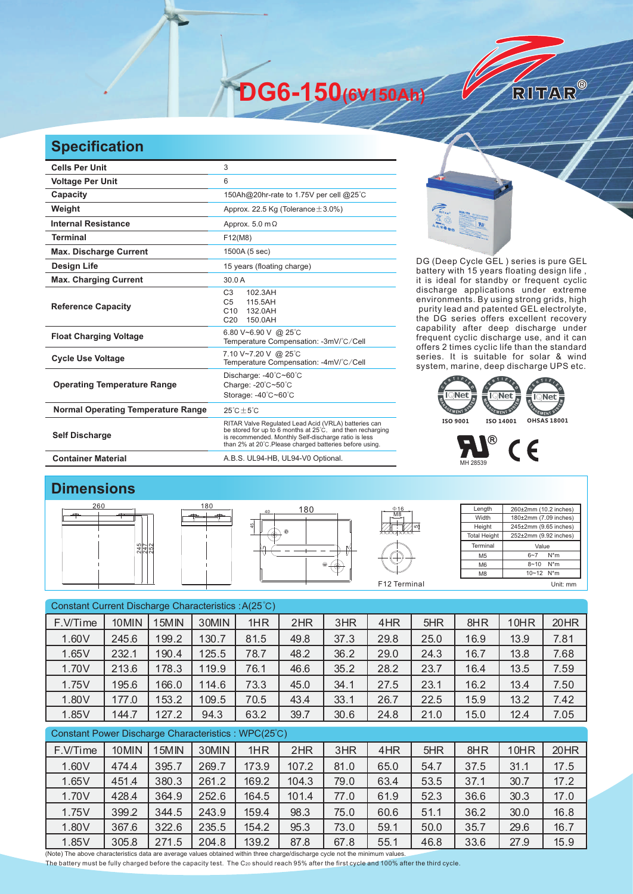# DG6-150(6V150Ah)

RITAR®

## Specification

| | |
|---|---|
| **Cells Per Unit** | 3 |
| **Voltage Per Unit** | 6 |
| **Capacity** | 150Ah@20hr-rate to 1.75V per cell @25°C |
| **Weight** | Approx. 22.5 Kg (Tolerance ± 3.0%) |
| **Internal Resistance** | Approx. 5.0 mΩ |
| **Terminal** | F12(M8) |
| **Max. Discharge Current** | 1500A (5 sec) |
| **Design Life** | 15 years (floating charge) |
| **Max. Charging Current** | 30.0 A |
| **Reference Capacity** | C3 102.3AH<br>C5 115.5AH<br>C10 132.0AH<br>C20 150.0AH |
| **Float Charging Voltage** | 6.80 V~6.90 V @ 25°C<br>Temperature Compensation: -3mV/°C/Cell |
| **Cycle Use Voltage** | 7.10 V~7.20 V @ 25°C<br>Temperature Compensation: -4mV/°C/Cell |
| **Operating Temperature Range** | Discharge: -40°C~60°C<br>Charge: -20°C~50°C<br>Storage: -40°C~60°C |
| **Normal Operating Temperature Range** | 25°C±5°C |
| **Self Discharge** | RITAR Valve Regulated Lead Acid (VRLA) batteries can be stored for up to 6 months at 25°C, and then recharging is recommended. Monthly Self-discharge ratio is less than 2% at 20°C.Please charged batteries before using. |
| **Container Material** | A.B.S. UL94-HB, UL94-V0 Optional. |

DG (Deep Cycle GEL ) series is pure GEL battery with 15 years floating design life , it is ideal for standby or frequent cyclic discharge applications under extreme environments. By using strong grids, high purity lead and patented GEL electrolyte, the DG series offers excellent recovery capability after deep discharge under frequent cyclic discharge use, and it can offers 2 times cyclic life than the standard series. It is suitable for solar & wind system, marine, deep discharge UPS etc.

ISO 9001 ISO 14001 OHSAS 18001

MH 28539

## Dimensions

| | |
|---|---|
| Length | 260±2mm (10.2 inches) |
| Width | 180±2mm (7.09 inches) |
| Height | 245±2mm (9.65 inches) |
| Total Height | 252±2mm (9.92 inches) |

| Terminal | Value |
|---|---|
| M5 | 6~7 N*m |
| M6 | 8~10 N*m |
| M8 | 10~12 N*m |

F12 Terminal

Unit: mm

Constant Current Discharge Characteristics : A(25°C)

| F.V/Time | 10MIN | 15MIN | 30MIN | 1HR | 2HR | 3HR | 4HR | 5HR | 8HR | 10HR | 20HR |
|---|---|---|---|---|---|---|---|---|---|---|---|
| 1.60V | 245.6 | 199.2 | 130.7 | 81.5 | 49.8 | 37.3 | 29.8 | 25.0 | 16.9 | 13.9 | 7.81 |
| 1.65V | 232.1 | 190.4 | 125.5 | 78.7 | 48.2 | 36.2 | 29.0 | 24.3 | 16.7 | 13.8 | 7.68 |
| 1.70V | 213.6 | 178.3 | 119.9 | 76.1 | 46.6 | 35.2 | 28.2 | 23.7 | 16.4 | 13.5 | 7.59 |
| 1.75V | 195.6 | 166.0 | 114.6 | 73.3 | 45.0 | 34.1 | 27.5 | 23.1 | 16.2 | 13.4 | 7.50 |
| 1.80V | 177.0 | 153.2 | 109.5 | 70.5 | 43.4 | 33.1 | 26.7 | 22.5 | 15.9 | 13.2 | 7.42 |
| 1.85V | 144.7 | 127.2 | 94.3 | 63.2 | 39.7 | 30.6 | 24.8 | 21.0 | 15.0 | 12.4 | 7.05 |

Constant Power Discharge Characteristics : WPC(25°C)

| F.V/Time | 10MIN | 15MIN | 30MIN | 1HR | 2HR | 3HR | 4HR | 5HR | 8HR | 10HR | 20HR |
|---|---|---|---|---|---|---|---|---|---|---|---|
| 1.60V | 474.4 | 395.7 | 269.7 | 173.9 | 107.2 | 81.0 | 65.0 | 54.7 | 37.5 | 31.1 | 17.5 |
| 1.65V | 451.4 | 380.3 | 261.2 | 169.2 | 104.3 | 79.0 | 63.4 | 53.5 | 37.1 | 30.7 | 17.2 |
| 1.70V | 428.4 | 364.9 | 252.6 | 164.5 | 101.4 | 77.0 | 61.9 | 52.3 | 36.6 | 30.3 | 17.0 |
| 1.75V | 399.2 | 344.5 | 243.9 | 159.4 | 98.3 | 75.0 | 60.6 | 51.1 | 36.2 | 30.0 | 16.8 |
| 1.80V | 367.6 | 322.6 | 235.5 | 154.2 | 95.3 | 73.0 | 59.1 | 50.0 | 35.7 | 29.6 | 16.7 |
| 1.85V | 305.8 | 271.5 | 204.8 | 139.2 | 87.8 | 67.8 | 55.1 | 46.8 | 33.6 | 27.9 | 15.9 |

(Note) The above characteristics data are average values obtained within three charge/discharge cycle not the minimum values.
The battery must be fully charged before the capacity test. The $C_{20}$ should reach 95% after the first cycle and 100% after the third cycle.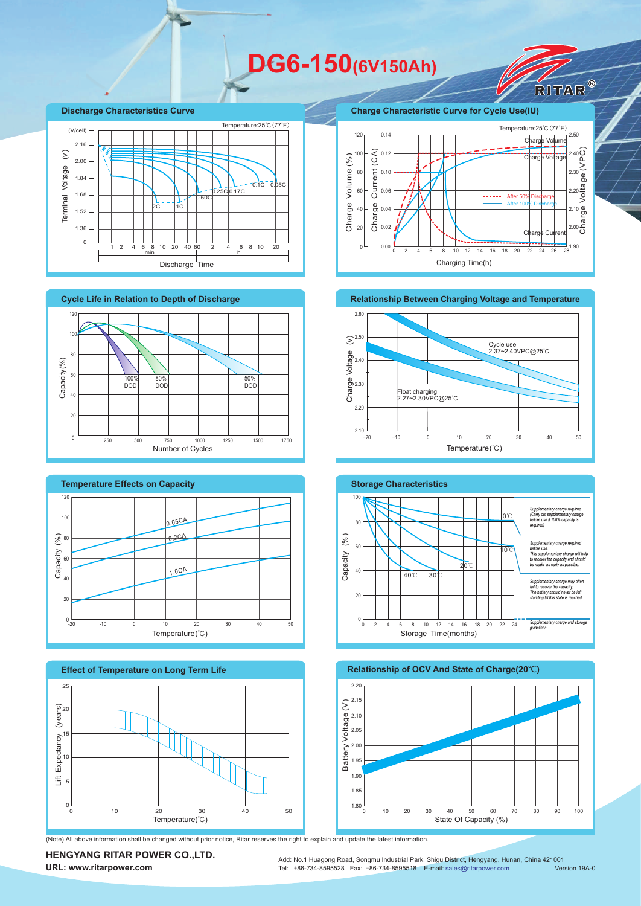# DG6-150(6V150Ah)

RITAR®

## Discharge Characteristics Curve

Temperature:25℃(77℉)

(V/cell)

Terminal Voltage (v)

2.16
2.00
1.84
1.68
1.52
1.36
0

2C 1C 0.50C 0.25C 0.17C 0.1C 0.05C

1 2 4 6 8 10 20 40 60 2 4 6 8 10 20

min h

Discharge Time

## Charge Characteristic Curve for Cycle Use(IU)

Temperature:25℃(77℉)

Charge Volume (%) Charge Current (CA) Charge Voltage (VPC)

120 100 80 60 40 20 0

0.14 0.12 0.10 0.08 0.06 0.04 0.02 0.00

2.50 2.40 2.30 2.20 2.10 2.00 1.90

Charge Volume

Charge Voltage

After 50% Discharge

After 100% Discharge

Charge Current

0 2 4 6 8 10 12 14 16 18 20 22 24 26 28

Charging Time(h)

## Cycle Life in Relation to Depth of Discharge

Capacity(%)

120 100 80 60 40 20 0

100% DOD

80% DOD

50% DOD

250 500 750 1000 1250 1500 1750

Number of Cycles

## Relationship Between Charging Voltage and Temperature

Charge Voltage (v)

2.60 2.50 2.40 2.30 2.20 2.10

Cycle use
2.37~2.40VPC@25℃

Float charging
2.27~2.30VPC@25℃

−20 −10 0 10 20 30 40 50

Temperature(℃)

## Temperature Effects on Capacity

Capacity (%)

120 100 80 60 40 20 0

0.05CA

0.2CA

1.0CA

-20 -10 0 10 20 30 40 50

Temperature(℃)

## Storage Characteristics

Capacity (%)

100 80 60 40 20 0

0℃ 10℃ 20℃ 30℃ 40℃

0 2 4 6 8 10 12 14 16 18 20 22 24

Storage Time(months)

Supplementary charge required
(Carry out supplementary charge before use if 100% capacity is requires)

Supplementary charge required before use.
This supplementary charge will help to recover the capacity and should be made as early as possible.

Supplementary charge may often fail to recover the capacity.
The battery should never be left standing till this state is reached

Supplementary charge and storage guidelines

## Effect of Temperature on Long Term Life

Lift Expectancy (years)

25 20 15 10 5 0

0 10 20 30 40 50

Temperature(℃)

## Relationship of OCV And State of Charge(20℃)

Battery Voltage (V)

2.20 2.15 2.10 2.05 2.00 1.95 1.90 1.85 1.80

0 10 20 30 40 50 60 70 80 90 100

State Of Capacity (%)

(Note) All above information shall be changed without prior notice, Ritar reserves the right to explain and update the latest information.

**HENGYANG RITAR POWER CO.,LTD.**

**URL: www.ritarpower.com**

Add: No.1 Huagong Road, Songmu Industrial Park, Shigu District, Hengyang, Hunan, China 421001

Tel: +86-734-8595528 Fax: +86-734-8595518 E-mail: sales@ritarpower.com

Version 19A-0